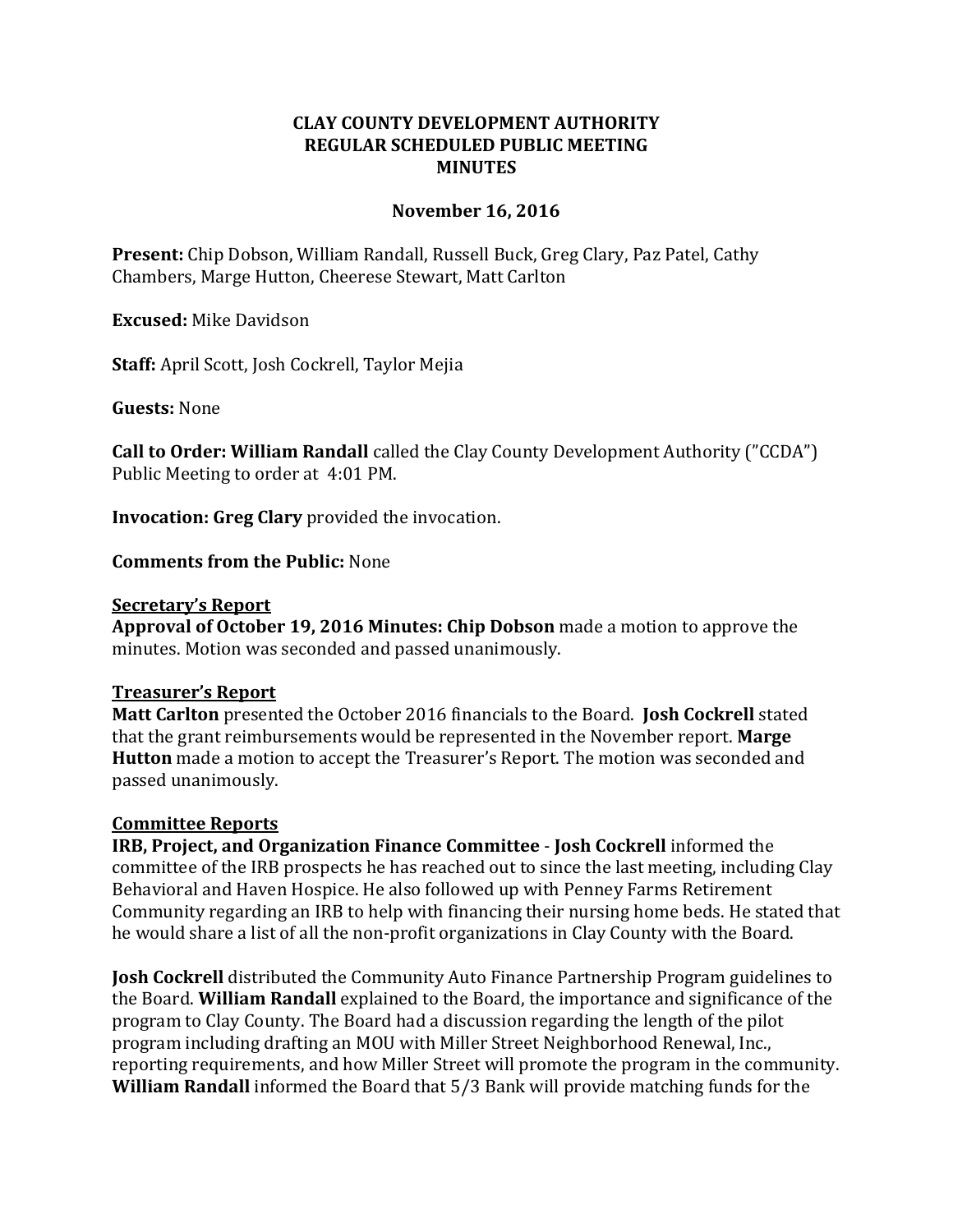# CLAY COUNTY DEVELOPMENT AUTHORITY
## REGULAR SCHEDULED PUBLIC MEETING
## MINUTES

**November 16, 2016**

**Present:** Chip Dobson, William Randall, Russell Buck, Greg Clary, Paz Patel, Cathy Chambers, Marge Hutton, Cheerese Stewart, Matt Carlton

**Excused:** Mike Davidson

**Staff:** April Scott, Josh Cockrell, Taylor Mejia

**Guests:** None

**Call to Order: William Randall** called the Clay County Development Authority ("CCDA") Public Meeting to order at 4:01 PM.

**Invocation: Greg Clary** provided the invocation.

**Comments from the Public:** None

**Secretary's Report**

**Approval of October 19, 2016 Minutes: Chip Dobson** made a motion to approve the minutes. Motion was seconded and passed unanimously.

**Treasurer's Report**

**Matt Carlton** presented the October 2016 financials to the Board. **Josh Cockrell** stated that the grant reimbursements would be represented in the November report. **Marge Hutton** made a motion to accept the Treasurer's Report. The motion was seconded and passed unanimously.

**Committee Reports**

**IRB, Project, and Organization Finance Committee** - **Josh Cockrell** informed the committee of the IRB prospects he has reached out to since the last meeting, including Clay Behavioral and Haven Hospice. He also followed up with Penney Farms Retirement Community regarding an IRB to help with financing their nursing home beds. He stated that he would share a list of all the non-profit organizations in Clay County with the Board.

**Josh Cockrell** distributed the Community Auto Finance Partnership Program guidelines to the Board. **William Randall** explained to the Board, the importance and significance of the program to Clay County. The Board had a discussion regarding the length of the pilot program including drafting an MOU with Miller Street Neighborhood Renewal, Inc., reporting requirements, and how Miller Street will promote the program in the community. **William Randall** informed the Board that 5/3 Bank will provide matching funds for the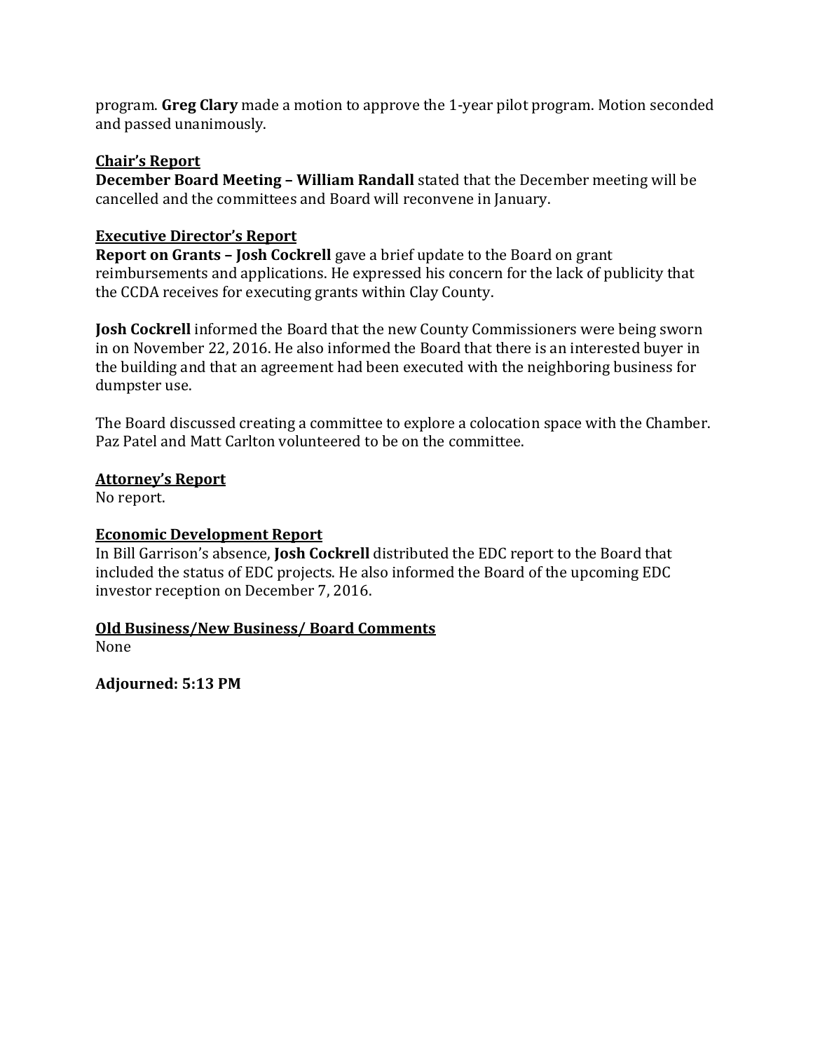program. **Greg Clary** made a motion to approve the 1-year pilot program. Motion seconded and passed unanimously.

**Chair's Report**

**December Board Meeting – William Randall** stated that the December meeting will be cancelled and the committees and Board will reconvene in January.

**Executive Director's Report**

**Report on Grants – Josh Cockrell** gave a brief update to the Board on grant reimbursements and applications. He expressed his concern for the lack of publicity that the CCDA receives for executing grants within Clay County.

**Josh Cockrell** informed the Board that the new County Commissioners were being sworn in on November 22, 2016. He also informed the Board that there is an interested buyer in the building and that an agreement had been executed with the neighboring business for dumpster use.

The Board discussed creating a committee to explore a colocation space with the Chamber. Paz Patel and Matt Carlton volunteered to be on the committee.

**Attorney's Report**

No report.

**Economic Development Report**

In Bill Garrison's absence, **Josh Cockrell** distributed the EDC report to the Board that included the status of EDC projects. He also informed the Board of the upcoming EDC investor reception on December 7, 2016.

**Old Business/New Business/ Board Comments**

None

**Adjourned: 5:13 PM**